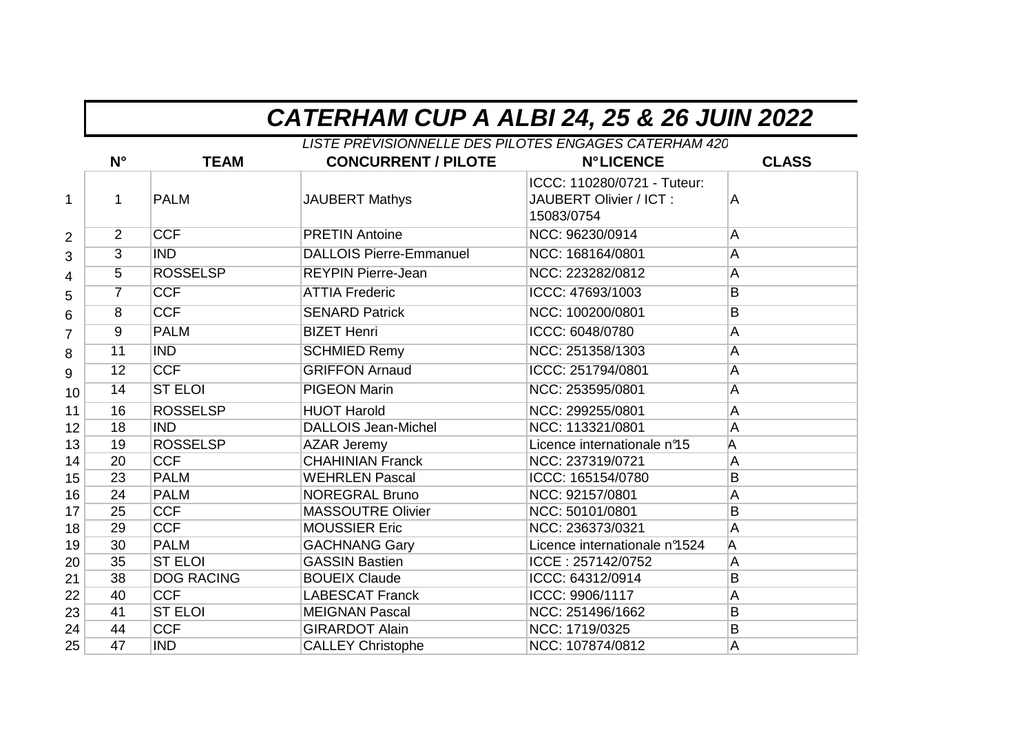# CATERHAM CUP A ALBI 24, 25 & 26 JUIN 2022

*LISTE PRÉVISIONNELLE DES PILOTES ENGAGES CATERHAM 420*

| | N° | TEAM | CONCURRENT / PILOTE | N°LICENCE | CLASS |
|---|---|---|---|---|---|
| 1 | 1 | PALM | JAUBERT Mathys | ICCC: 110280/0721 - Tuteur: JAUBERT Olivier / ICT : 15083/0754 | A |
| 2 | 2 | CCF | PRETIN Antoine | NCC: 96230/0914 | A |
| 3 | 3 | IND | DALLOIS Pierre-Emmanuel | NCC: 168164/0801 | A |
| 4 | 5 | ROSSELSP | REYPIN Pierre-Jean | NCC: 223282/0812 | A |
| 5 | 7 | CCF | ATTIA Frederic | ICCC: 47693/1003 | B |
| 6 | 8 | CCF | SENARD Patrick | NCC: 100200/0801 | B |
| 7 | 9 | PALM | BIZET Henri | ICCC: 6048/0780 | A |
| 8 | 11 | IND | SCHMIED Remy | NCC: 251358/1303 | A |
| 9 | 12 | CCF | GRIFFON Arnaud | ICCC: 251794/0801 | A |
| 10 | 14 | ST ELOI | PIGEON Marin | NCC: 253595/0801 | A |
| 11 | 16 | ROSSELSP | HUOT Harold | NCC: 299255/0801 | A |
| 12 | 18 | IND | DALLOIS Jean-Michel | NCC: 113321/0801 | A |
| 13 | 19 | ROSSELSP | AZAR Jeremy | Licence internationale n°15 | A |
| 14 | 20 | CCF | CHAHINIAN Franck | NCC: 237319/0721 | A |
| 15 | 23 | PALM | WEHRLEN Pascal | ICCC: 165154/0780 | B |
| 16 | 24 | PALM | NOREGRAL Bruno | NCC: 92157/0801 | A |
| 17 | 25 | CCF | MASSOUTRE Olivier | NCC: 50101/0801 | B |
| 18 | 29 | CCF | MOUSSIER Eric | NCC: 236373/0321 | A |
| 19 | 30 | PALM | GACHNANG Gary | Licence internationale n°1524 | A |
| 20 | 35 | ST ELOI | GASSIN Bastien | ICCE : 257142/0752 | A |
| 21 | 38 | DOG RACING | BOUEIX Claude | ICCC: 64312/0914 | B |
| 22 | 40 | CCF | LABESCAT Franck | ICCC: 9906/1117 | A |
| 23 | 41 | ST ELOI | MEIGNAN Pascal | NCC: 251496/1662 | B |
| 24 | 44 | CCF | GIRARDOT Alain | NCC: 1719/0325 | B |
| 25 | 47 | IND | CALLEY Christophe | NCC: 107874/0812 | A |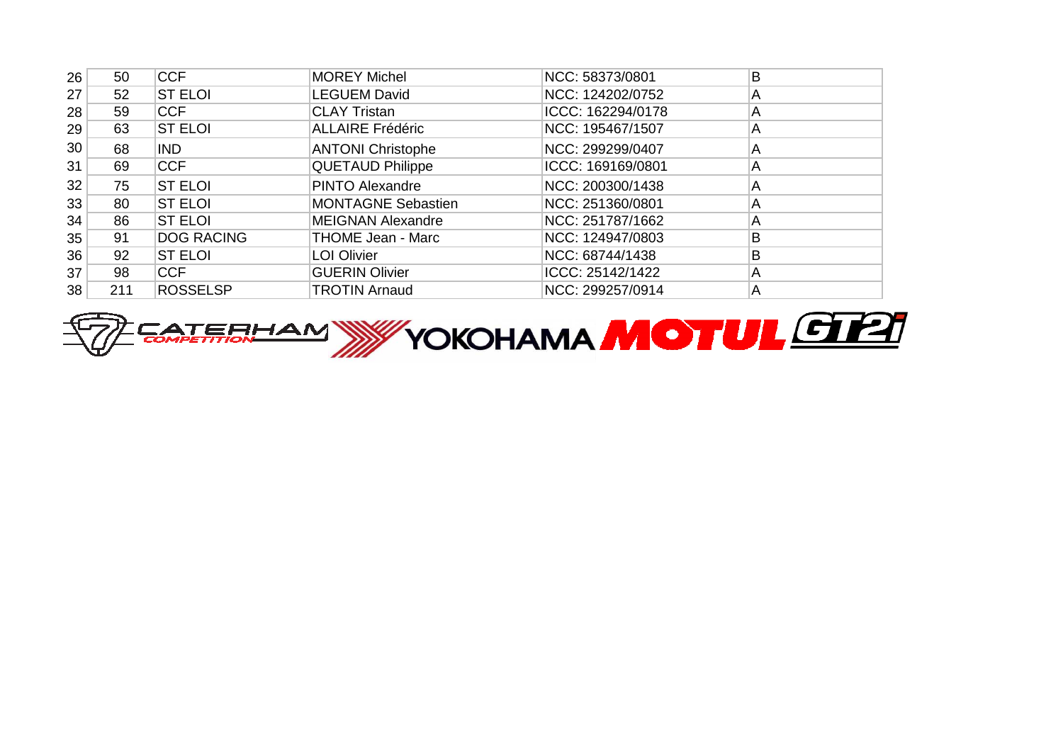| | | | | | |
|---|---|---|---|---|---|
| 26 | 50 | CCF | MOREY Michel | NCC: 58373/0801 | B |
| 27 | 52 | ST ELOI | LEGUEM David | NCC: 124202/0752 | A |
| 28 | 59 | CCF | CLAY Tristan | ICCC: 162294/0178 | A |
| 29 | 63 | ST ELOI | ALLAIRE Frédéric | NCC: 195467/1507 | A |
| 30 | 68 | IND | ANTONI Christophe | NCC: 299299/0407 | A |
| 31 | 69 | CCF | QUETAUD Philippe | ICCC: 169169/0801 | A |
| 32 | 75 | ST ELOI | PINTO Alexandre | NCC: 200300/1438 | A |
| 33 | 80 | ST ELOI | MONTAGNE Sebastien | NCC: 251360/0801 | A |
| 34 | 86 | ST ELOI | MEIGNAN Alexandre | NCC: 251787/1662 | A |
| 35 | 91 | DOG RACING | THOME Jean - Marc | NCC: 124947/0803 | B |
| 36 | 92 | ST ELOI | LOI Olivier | NCC: 68744/1438 | B |
| 37 | 98 | CCF | GUERIN Olivier | ICCC: 25142/1422 | A |
| 38 | 211 | ROSSELSP | TROTIN Arnaud | NCC: 299257/0914 | A |

CATERHAM COMPETITION YOKOHAMA MOTUL GT2i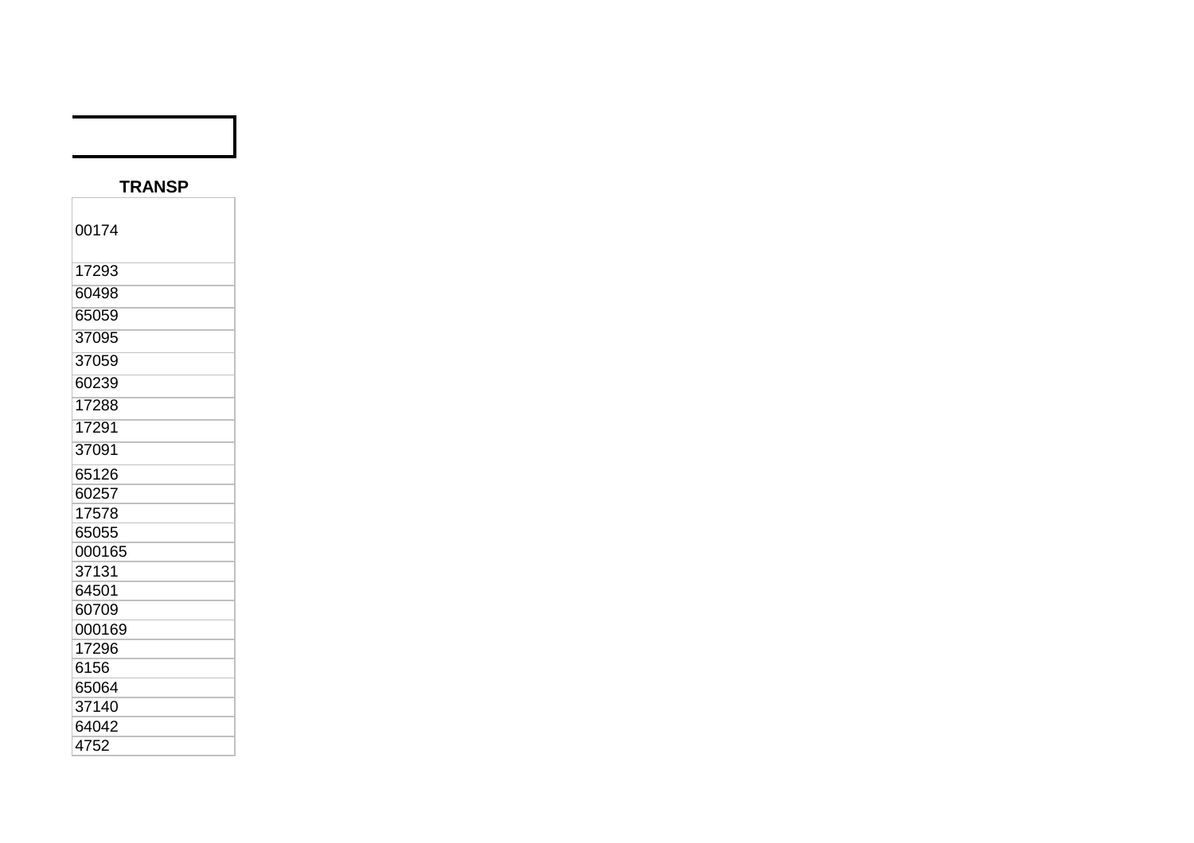| TRANSP |
| --- |
| 00174 |
| 17293 |
| 60498 |
| 65059 |
| 37095 |
| 37059 |
| 60239 |
| 17288 |
| 17291 |
| 37091 |
| 65126 |
| 60257 |
| 17578 |
| 65055 |
| 000165 |
| 37131 |
| 64501 |
| 60709 |
| 000169 |
| 17296 |
| 6156 |
| 65064 |
| 37140 |
| 64042 |
| 4752 |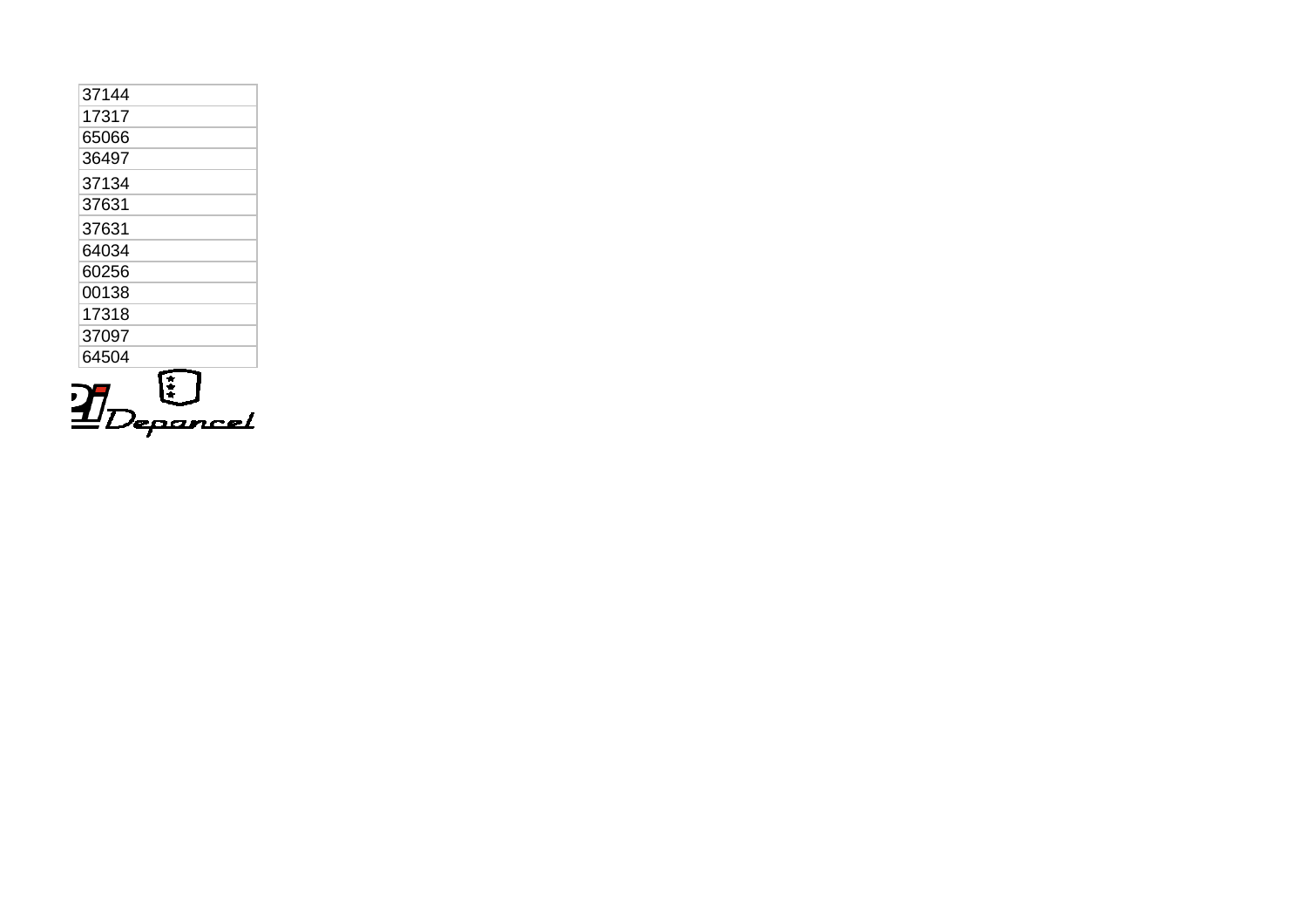| |
|---|
| 37144 |
| 17317 |
| 65066 |
| 36497 |
| 37134 |
| 37631 |
| 37631 |
| 64034 |
| 60256 |
| 00138 |
| 17318 |
| 37097 |
| 64504 |

Depancel